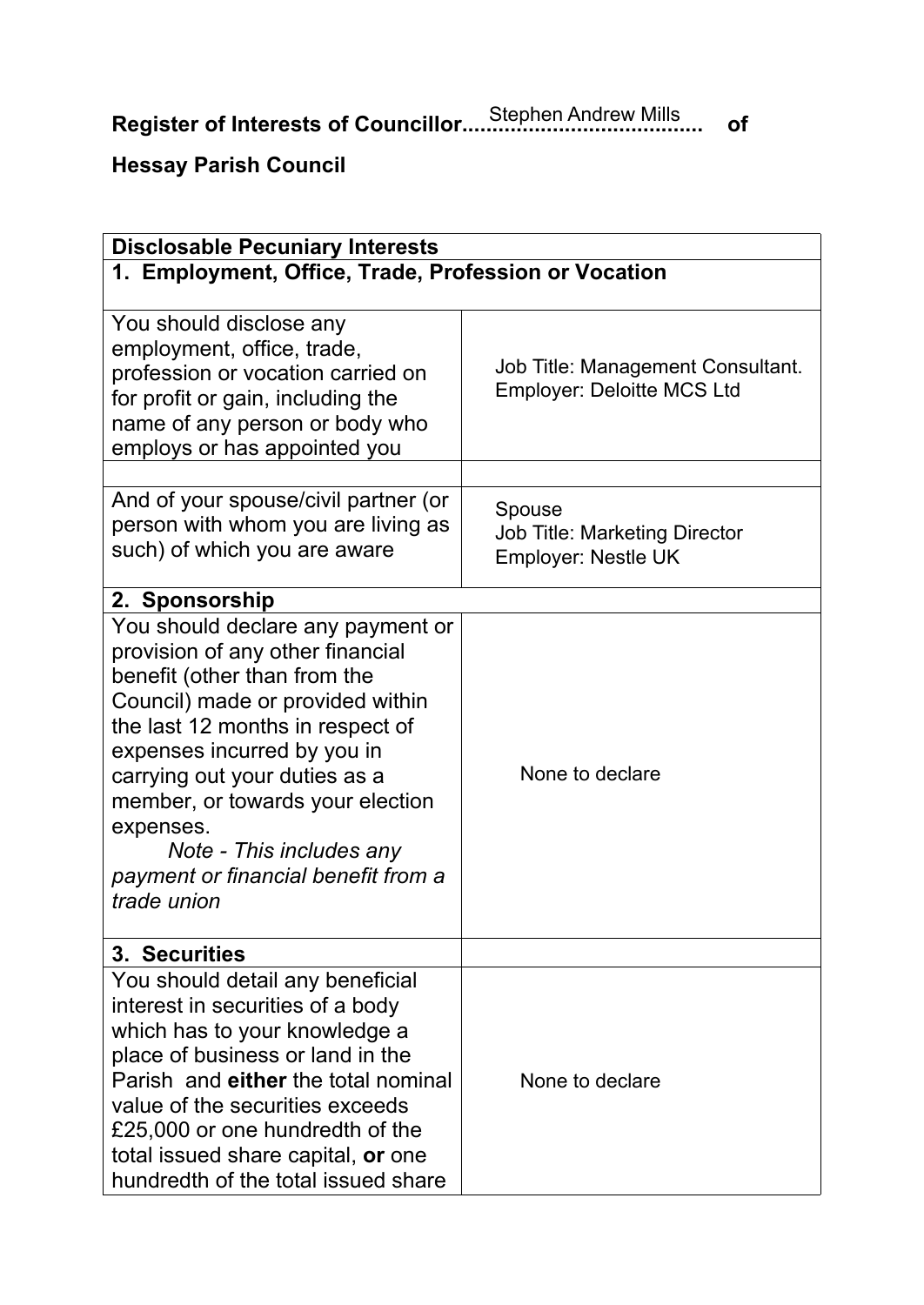**Register of Interests of Councillor** Stephen Andrew Mills **of**

**Hessay Parish Council**

| **Disclosable Pecuniary Interests** | |
|---|---|
| **1. Employment, Office, Trade, Profession or Vocation** | |
| You should disclose any employment, office, trade, profession or vocation carried on for profit or gain, including the name of any person or body who employs or has appointed you | Job Title: Management Consultant. Employer: Deloitte MCS Ltd |
| | |
| And of your spouse/civil partner (or person with whom you are living as such) of which you are aware | Spouse Job Title: Marketing Director Employer: Nestle UK |
| **2. Sponsorship** | |
| You should declare any payment or provision of any other financial benefit (other than from the Council) made or provided within the last 12 months in respect of expenses incurred by you in carrying out your duties as a member, or towards your election expenses. *Note - This includes any payment or financial benefit from a trade union* | None to declare |
| **3. Securities** | |
| You should detail any beneficial interest in securities of a body which has to your knowledge a place of business or land in the Parish and **either** the total nominal value of the securities exceeds £25,000 or one hundredth of the total issued share capital, **or** one hundredth of the total issued share | None to declare |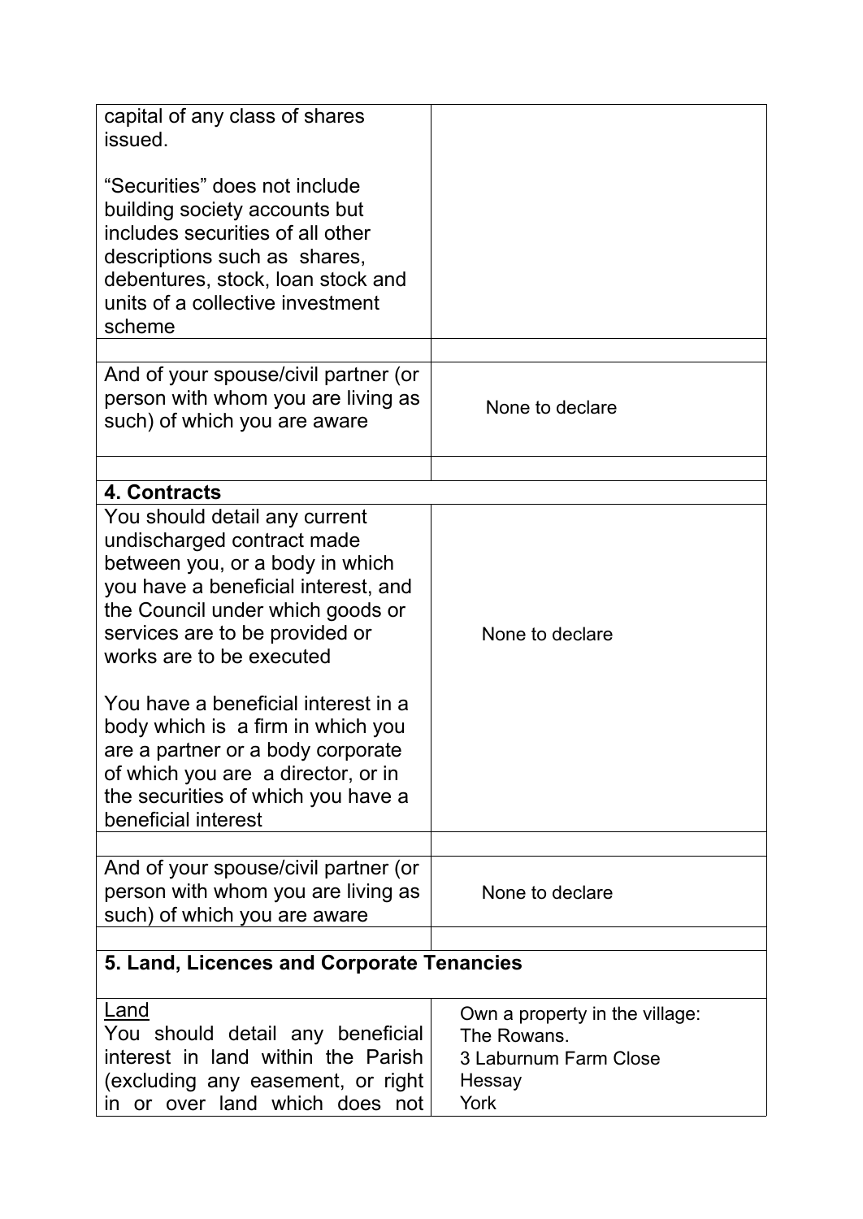| | |
|---|---|
| capital of any class of shares issued.<br><br>“Securities” does not include building society accounts but includes securities of all other descriptions such as shares, debentures, stock, loan stock and units of a collective investment scheme | |
| | |
| And of your spouse/civil partner (or person with whom you are living as such) of which you are aware | None to declare |
| | |
| **4. Contracts** | |
| You should detail any current undischarged contract made between you, or a body in which you have a beneficial interest, and the Council under which goods or services are to be provided or works are to be executed<br><br>You have a beneficial interest in a body which is a firm in which you are a partner or a body corporate of which you are a director, or in the securities of which you have a beneficial interest | None to declare |
| | |
| And of your spouse/civil partner (or person with whom you are living as such) of which you are aware | None to declare |
| | |
| **5. Land, Licences and Corporate Tenancies** | |
| <u>Land</u><br>You should detail any beneficial interest in land within the Parish (excluding any easement, or right in or over land which does not | Own a property in the village:<br>The Rowans.<br>3 Laburnum Farm Close<br>Hessay<br>York |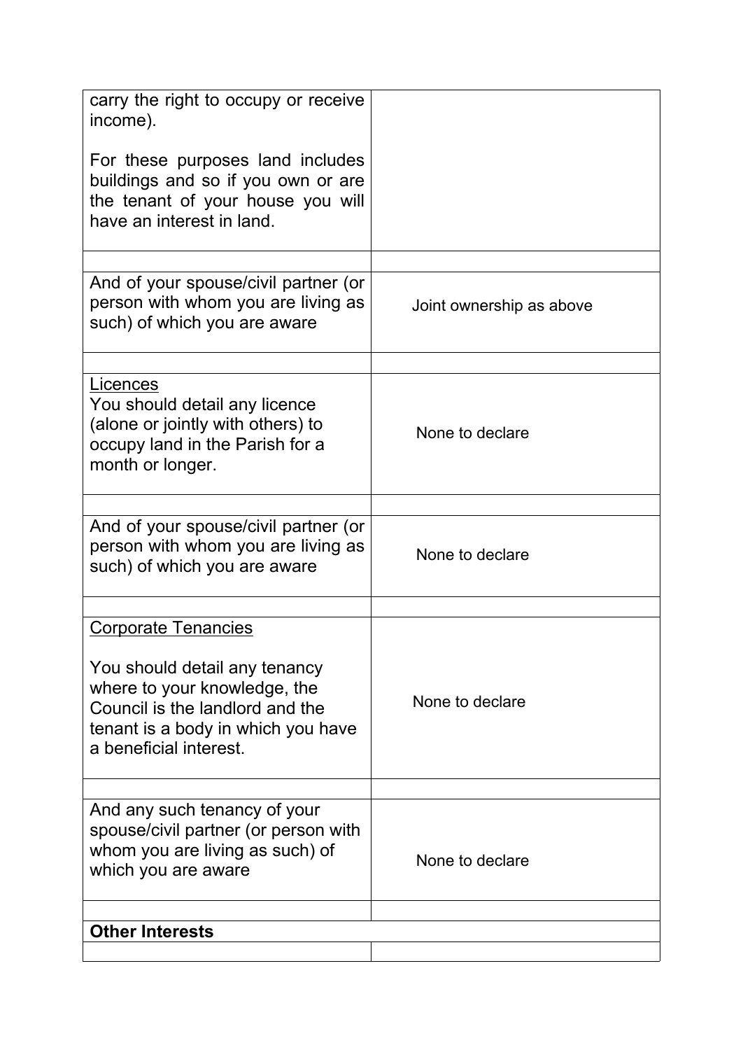| | |
|---|---|
| carry the right to occupy or receive income).<br><br>For these purposes land includes buildings and so if you own or are the tenant of your house you will have an interest in land. | |
| | |
| And of your spouse/civil partner (or person with whom you are living as such) of which you are aware | Joint ownership as above |
| | |
| <u>Licences</u><br>You should detail any licence (alone or jointly with others) to occupy land in the Parish for a month or longer. | None to declare |
| | |
| And of your spouse/civil partner (or person with whom you are living as such) of which you are aware | None to declare |
| | |
| <u>Corporate Tenancies</u><br><br>You should detail any tenancy where to your knowledge, the Council is the landlord and the tenant is a body in which you have a beneficial interest. | None to declare |
| | |
| And any such tenancy of your spouse/civil partner (or person with whom you are living as such) of which you are aware | None to declare |
| | |
| **Other Interests** | |
| | |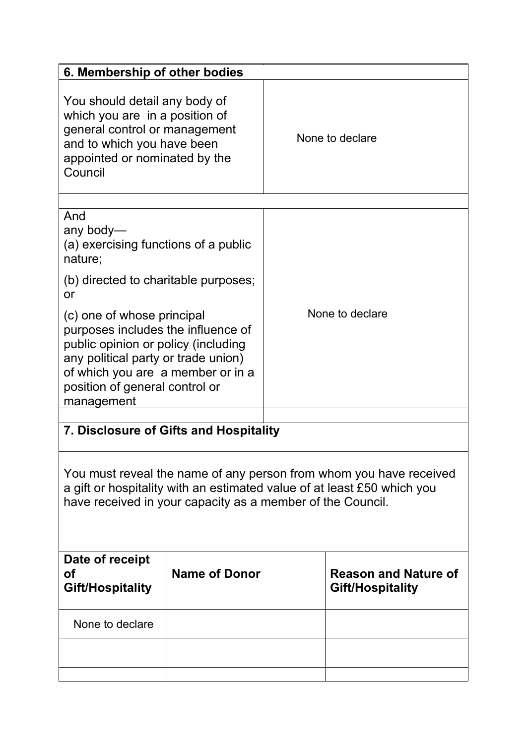| 6. Membership of other bodies | |
| --- | --- |
| You should detail any body of which you are in a position of general control or management and to which you have been appointed or nominated by the Council | None to declare |
| | |
| And<br>any body—<br>(a) exercising functions of a public nature;<br>(b) directed to charitable purposes; or<br>(c) one of whose principal purposes includes the influence of public opinion or policy (including any political party or trade union) of which you are a member or in a position of general control or management | None to declare |
| | |

| 7. Disclosure of Gifts and Hospitality | | |
| --- | --- | --- |
| You must reveal the name of any person from whom you have received a gift or hospitality with an estimated value of at least £50 which you have received in your capacity as a member of the Council. | | |
| **Date of receipt of Gift/Hospitality** | **Name of Donor** | **Reason and Nature of Gift/Hospitality** |
| None to declare | | |
| | | |
| | | |